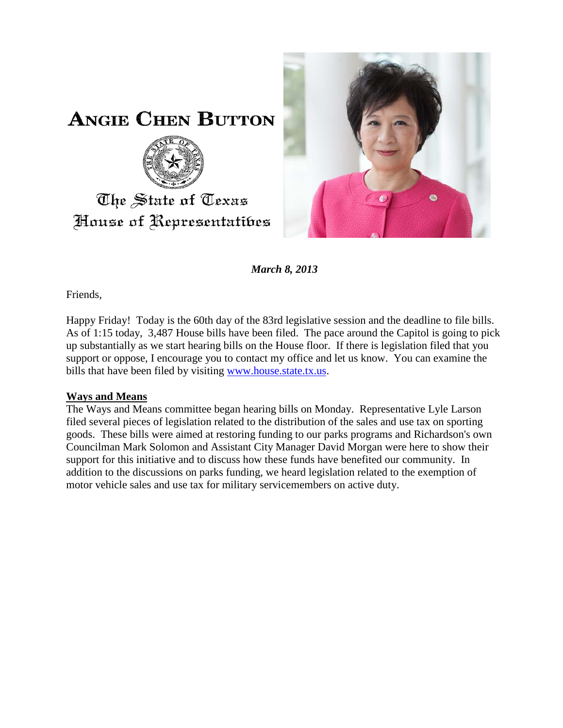# ANGIE CHEN BUTTON

The State of Texas
House of Representatives

***March 8, 2013***

Friends,

Happy Friday! Today is the 60th day of the 83rd legislative session and the deadline to file bills. As of 1:15 today, 3,487 House bills have been filed. The pace around the Capitol is going to pick up substantially as we start hearing bills on the House floor. If there is legislation filed that you support or oppose, I encourage you to contact my office and let us know. You can examine the bills that have been filed by visiting www.house.state.tx.us.

**Ways and Means**

The Ways and Means committee began hearing bills on Monday. Representative Lyle Larson filed several pieces of legislation related to the distribution of the sales and use tax on sporting goods. These bills were aimed at restoring funding to our parks programs and Richardson's own Councilman Mark Solomon and Assistant City Manager David Morgan were here to show their support for this initiative and to discuss how these funds have benefited our community. In addition to the discussions on parks funding, we heard legislation related to the exemption of motor vehicle sales and use tax for military servicemembers on active duty.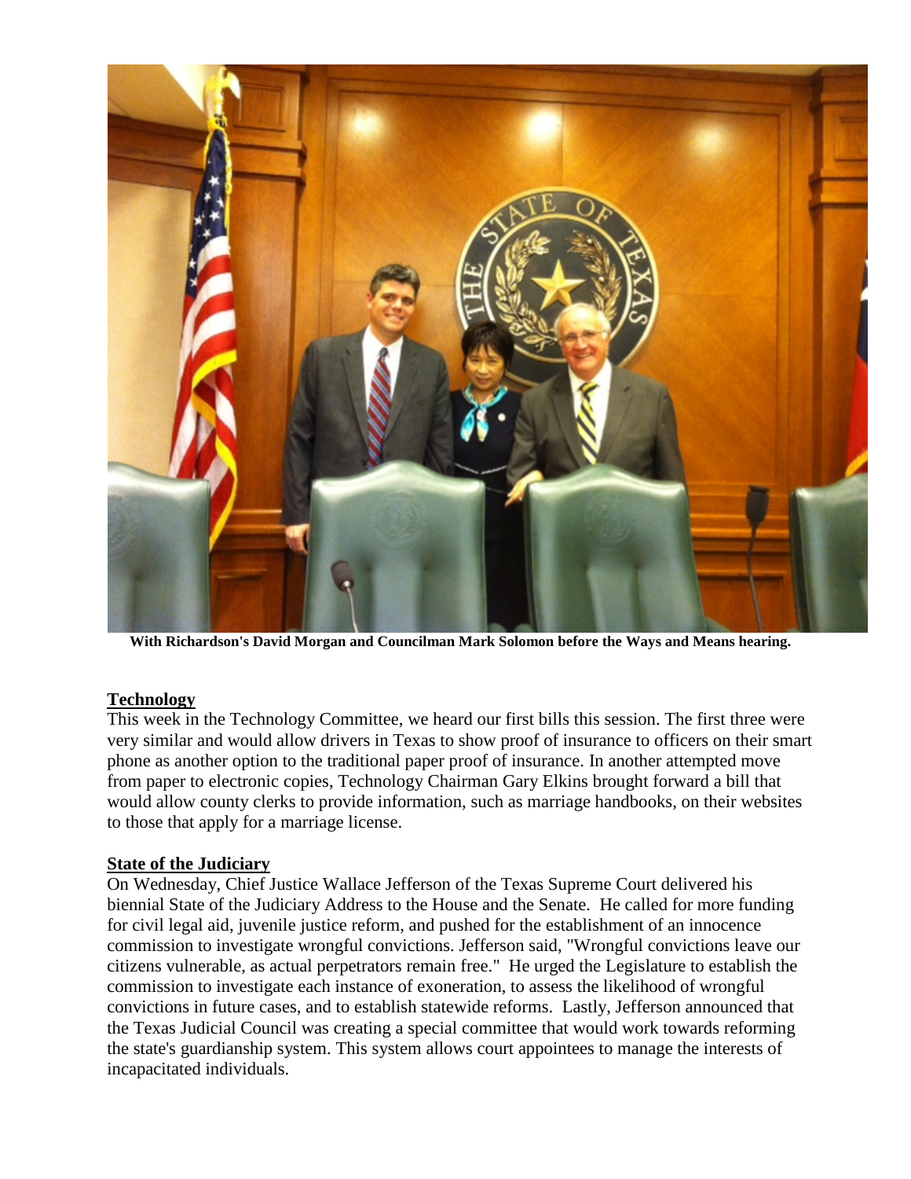**With Richardson's David Morgan and Councilman Mark Solomon before the Ways and Means hearing.**

**Technology**

This week in the Technology Committee, we heard our first bills this session. The first three were very similar and would allow drivers in Texas to show proof of insurance to officers on their smart phone as another option to the traditional paper proof of insurance. In another attempted move from paper to electronic copies, Technology Chairman Gary Elkins brought forward a bill that would allow county clerks to provide information, such as marriage handbooks, on their websites to those that apply for a marriage license.

**State of the Judiciary**

On Wednesday, Chief Justice Wallace Jefferson of the Texas Supreme Court delivered his biennial State of the Judiciary Address to the House and the Senate. He called for more funding for civil legal aid, juvenile justice reform, and pushed for the establishment of an innocence commission to investigate wrongful convictions. Jefferson said, "Wrongful convictions leave our citizens vulnerable, as actual perpetrators remain free." He urged the Legislature to establish the commission to investigate each instance of exoneration, to assess the likelihood of wrongful convictions in future cases, and to establish statewide reforms. Lastly, Jefferson announced that the Texas Judicial Council was creating a special committee that would work towards reforming the state's guardianship system. This system allows court appointees to manage the interests of incapacitated individuals.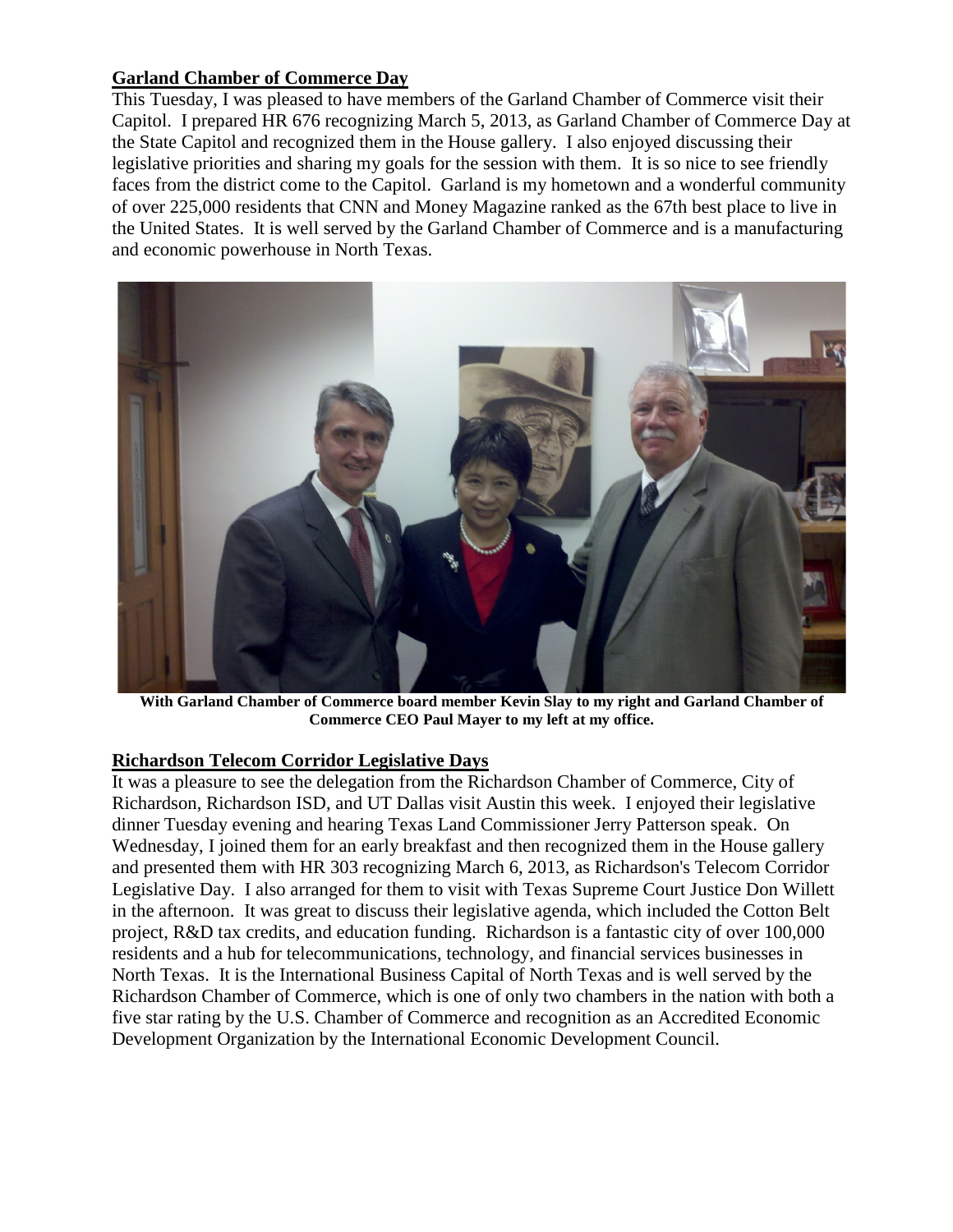## Garland Chamber of Commerce Day

This Tuesday, I was pleased to have members of the Garland Chamber of Commerce visit their Capitol. I prepared HR 676 recognizing March 5, 2013, as Garland Chamber of Commerce Day at the State Capitol and recognized them in the House gallery. I also enjoyed discussing their legislative priorities and sharing my goals for the session with them. It is so nice to see friendly faces from the district come to the Capitol. Garland is my hometown and a wonderful community of over 225,000 residents that CNN and Money Magazine ranked as the 67th best place to live in the United States. It is well served by the Garland Chamber of Commerce and is a manufacturing and economic powerhouse in North Texas.

**With Garland Chamber of Commerce board member Kevin Slay to my right and Garland Chamber of Commerce CEO Paul Mayer to my left at my office.**

## Richardson Telecom Corridor Legislative Days

It was a pleasure to see the delegation from the Richardson Chamber of Commerce, City of Richardson, Richardson ISD, and UT Dallas visit Austin this week. I enjoyed their legislative dinner Tuesday evening and hearing Texas Land Commissioner Jerry Patterson speak. On Wednesday, I joined them for an early breakfast and then recognized them in the House gallery and presented them with HR 303 recognizing March 6, 2013, as Richardson's Telecom Corridor Legislative Day. I also arranged for them to visit with Texas Supreme Court Justice Don Willett in the afternoon. It was great to discuss their legislative agenda, which included the Cotton Belt project, R&D tax credits, and education funding. Richardson is a fantastic city of over 100,000 residents and a hub for telecommunications, technology, and financial services businesses in North Texas. It is the International Business Capital of North Texas and is well served by the Richardson Chamber of Commerce, which is one of only two chambers in the nation with both a five star rating by the U.S. Chamber of Commerce and recognition as an Accredited Economic Development Organization by the International Economic Development Council.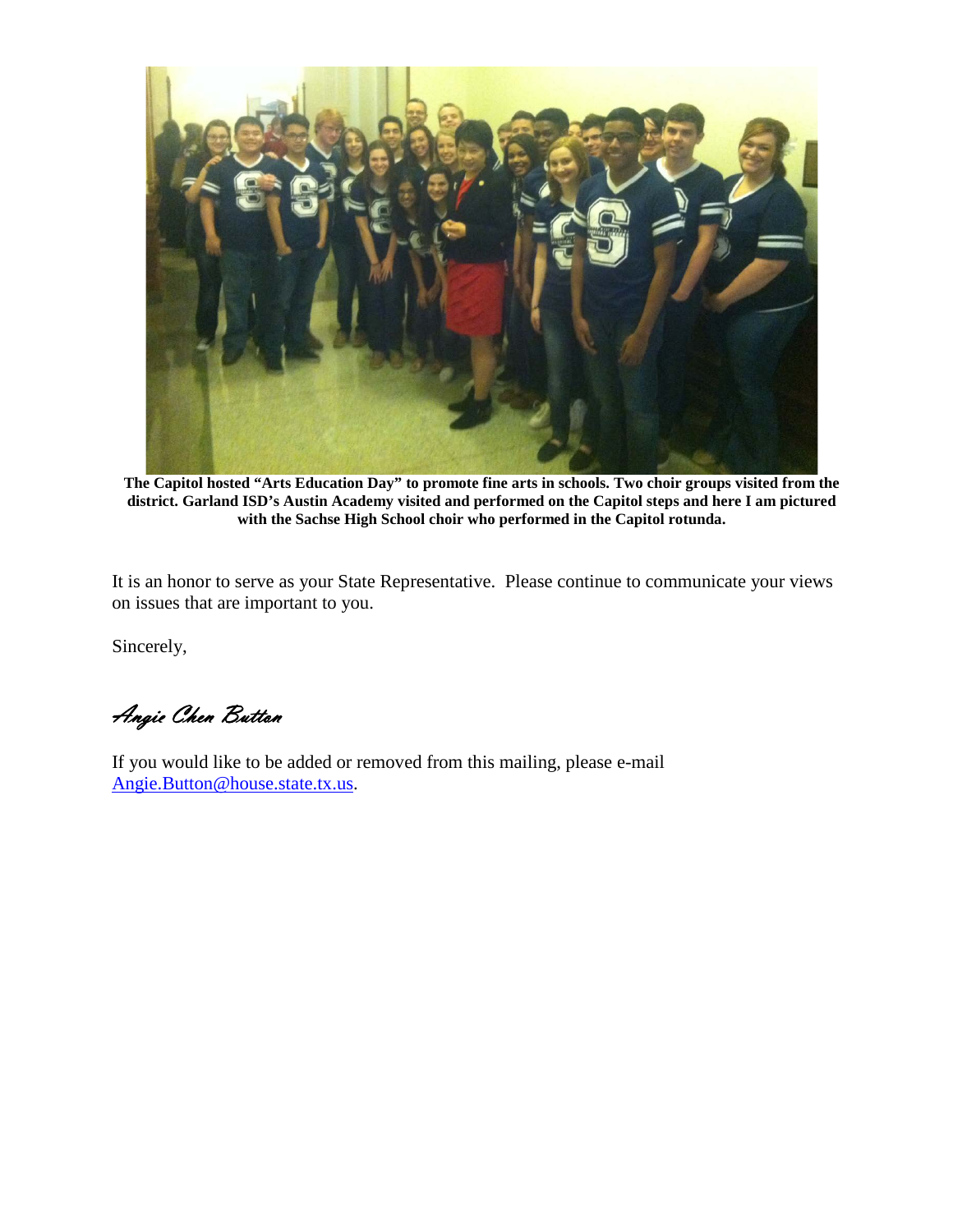**The Capitol hosted "Arts Education Day" to promote fine arts in schools. Two choir groups visited from the district. Garland ISD's Austin Academy visited and performed on the Capitol steps and here I am pictured with the Sachse High School choir who performed in the Capitol rotunda.**

It is an honor to serve as your State Representative. Please continue to communicate your views on issues that are important to you.

Sincerely,

*Angie Chen Button*

If you would like to be added or removed from this mailing, please e-mail [Angie.Button@house.state.tx.us](mailto:Angie.Button@house.state.tx.us).